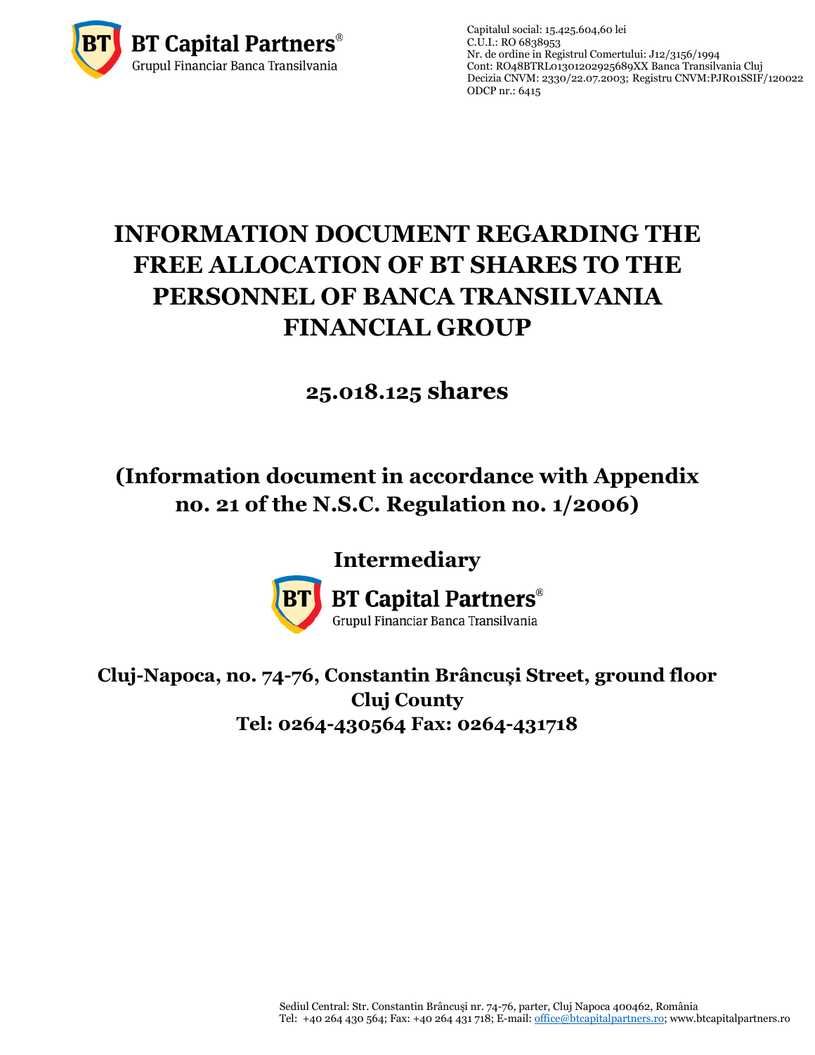BT Capital Partners®
Grupul Financiar Banca Transilvania

Capitalul social: 15.425.604,60 lei
C.U.I.: RO 6838953
Nr. de ordine in Registrul Comertului: J12/3156/1994
Cont: RO48BTRL01301202925689XX Banca Transilvania Cluj
Decizia CNVM: 2330/22.07.2003; Registru CNVM:PJR01SSIF/120022
ODCP nr.: 6415

# INFORMATION DOCUMENT REGARDING THE FREE ALLOCATION OF BT SHARES TO THE PERSONNEL OF BANCA TRANSILVANIA FINANCIAL GROUP

## 25.018.125 shares

## (Information document in accordance with Appendix no. 21 of the N.S.C. Regulation no. 1/2006)

## Intermediary

BT Capital Partners®
Grupul Financiar Banca Transilvania

**Cluj-Napoca, no. 74-76, Constantin Brâncuși Street, ground floor**
**Cluj County**
**Tel: 0264-430564 Fax: 0264-431718**

Sediul Central: Str. Constantin Brâncuși nr. 74-76, parter, Cluj Napoca 400462, România
Tel: +40 264 430 564; Fax: +40 264 431 718; E-mail: office@btcapitalpartners.ro; www.btcapitalpartners.ro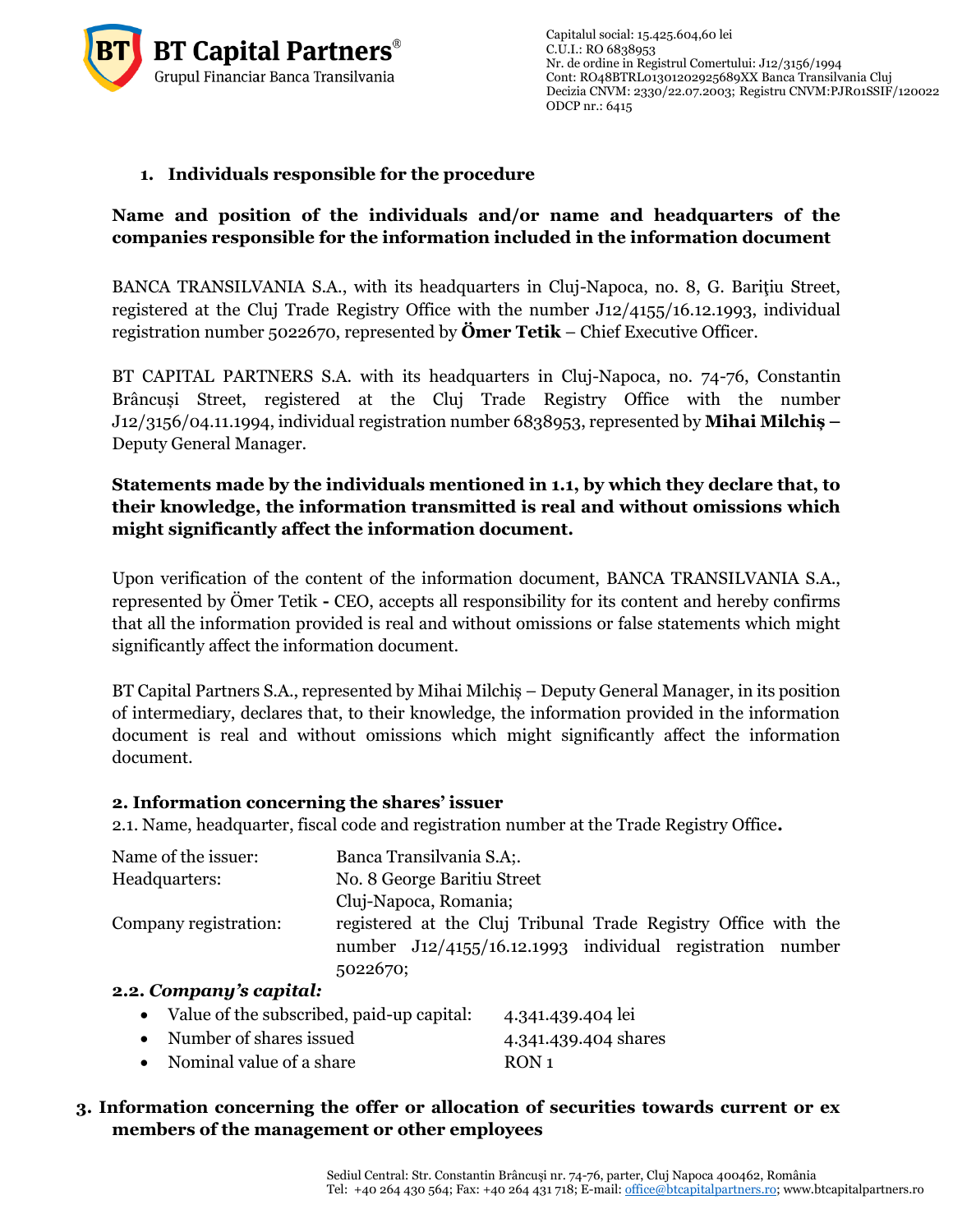### 1. Individuals responsible for the procedure

**Name and position of the individuals and/or name and headquarters of the companies responsible for the information included in the information document**

BANCA TRANSILVANIA S.A., with its headquarters in Cluj-Napoca, no. 8, G. Bariţiu Street, registered at the Cluj Trade Registry Office with the number J12/4155/16.12.1993, individual registration number 5022670, represented by **Ömer Tetik** – Chief Executive Officer.

BT CAPITAL PARTNERS S.A. with its headquarters in Cluj-Napoca, no. 74-76, Constantin Brâncuși Street, registered at the Cluj Trade Registry Office with the number J12/3156/04.11.1994, individual registration number 6838953, represented by **Mihai Milchiș –** Deputy General Manager.

**Statements made by the individuals mentioned in 1.1, by which they declare that, to their knowledge, the information transmitted is real and without omissions which might significantly affect the information document.**

Upon verification of the content of the information document, BANCA TRANSILVANIA S.A., represented by Ömer Tetik **-** CEO, accepts all responsibility for its content and hereby confirms that all the information provided is real and without omissions or false statements which might significantly affect the information document.

BT Capital Partners S.A., represented by Mihai Milchiș – Deputy General Manager, in its position of intermediary, declares that, to their knowledge, the information provided in the information document is real and without omissions which might significantly affect the information document.

### 2. Information concerning the shares' issuer

2.1. Name, headquarter, fiscal code and registration number at the Trade Registry Office**.**

| | |
|---|---|
| Name of the issuer: | Banca Transilvania S.A;. |
| Headquarters: | No. 8 George Baritiu Street<br>Cluj-Napoca, Romania; |
| Company registration: | registered at the Cluj Tribunal Trade Registry Office with the number J12/4155/16.12.1993 individual registration number 5022670; |

**2.2.** ***Company's capital:***

- Value of the subscribed, paid-up capital: 4.341.439.404 lei
- Number of shares issued 4.341.439.404 shares
- Nominal value of a share RON 1

### 3. Information concerning the offer or allocation of securities towards current or ex members of the management or other employees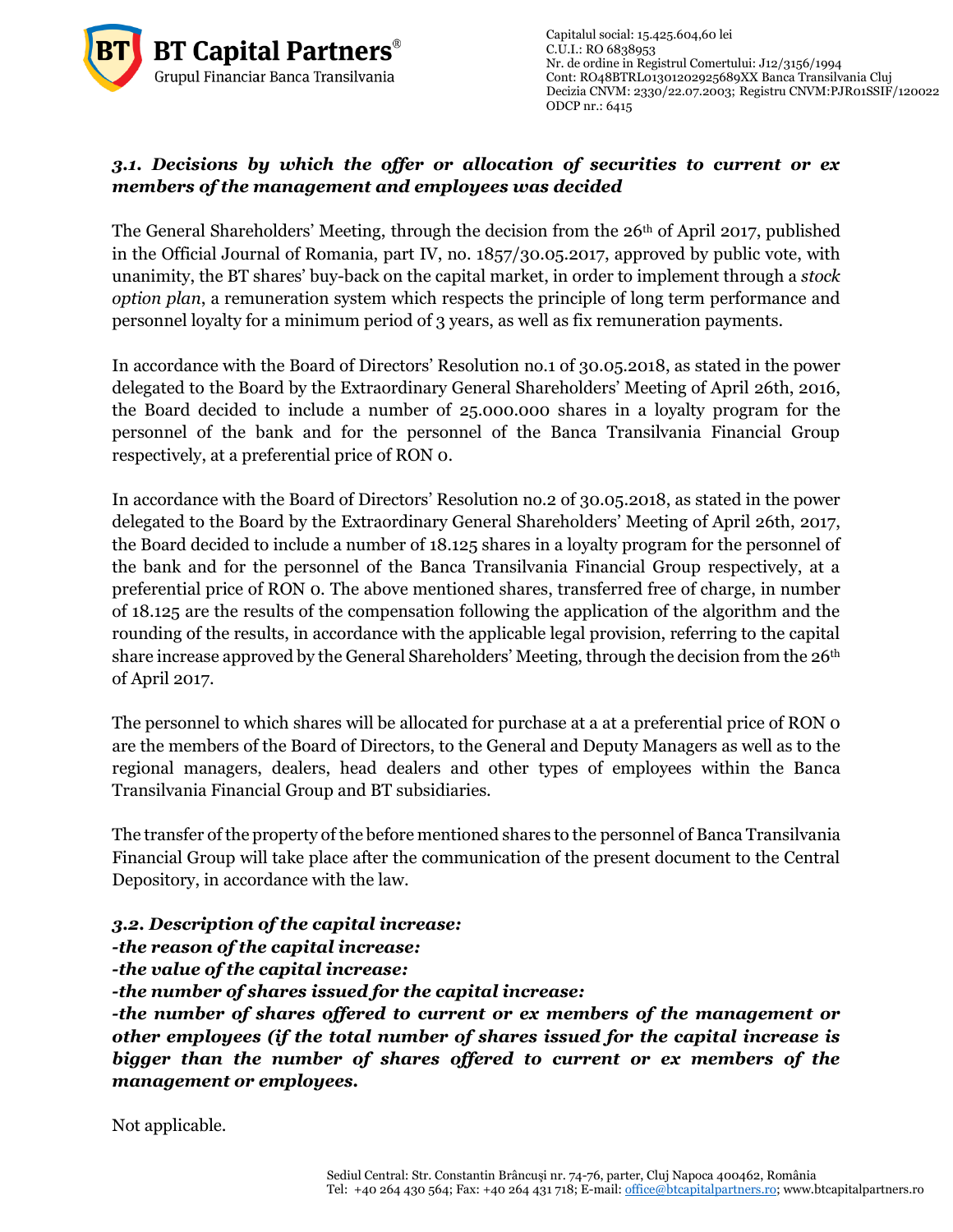***3.1. Decisions by which the offer or allocation of securities to current or ex members of the management and employees was decided***

The General Shareholders' Meeting, through the decision from the 26th of April 2017, published in the Official Journal of Romania, part IV, no. 1857/30.05.2017, approved by public vote, with unanimity, the BT shares' buy-back on the capital market, in order to implement through a *stock option plan*, a remuneration system which respects the principle of long term performance and personnel loyalty for a minimum period of 3 years, as well as fix remuneration payments.

In accordance with the Board of Directors' Resolution no.1 of 30.05.2018, as stated in the power delegated to the Board by the Extraordinary General Shareholders' Meeting of April 26th, 2016, the Board decided to include a number of 25.000.000 shares in a loyalty program for the personnel of the bank and for the personnel of the Banca Transilvania Financial Group respectively, at a preferential price of RON 0.

In accordance with the Board of Directors' Resolution no.2 of 30.05.2018, as stated in the power delegated to the Board by the Extraordinary General Shareholders' Meeting of April 26th, 2017, the Board decided to include a number of 18.125 shares in a loyalty program for the personnel of the bank and for the personnel of the Banca Transilvania Financial Group respectively, at a preferential price of RON 0. The above mentioned shares, transferred free of charge, in number of 18.125 are the results of the compensation following the application of the algorithm and the rounding of the results, in accordance with the applicable legal provision, referring to the capital share increase approved by the General Shareholders' Meeting, through the decision from the 26th of April 2017.

The personnel to which shares will be allocated for purchase at a at a preferential price of RON 0 are the members of the Board of Directors, to the General and Deputy Managers as well as to the regional managers, dealers, head dealers and other types of employees within the Banca Transilvania Financial Group and BT subsidiaries.

The transfer of the property of the before mentioned shares to the personnel of Banca Transilvania Financial Group will take place after the communication of the present document to the Central Depository, in accordance with the law.

***3.2. Description of the capital increase:***
***-the reason of the capital increase:***
***-the value of the capital increase:***
***-the number of shares issued for the capital increase:***
***-the number of shares offered to current or ex members of the management or other employees (if the total number of shares issued for the capital increase is bigger than the number of shares offered to current or ex members of the management or employees.***

Not applicable.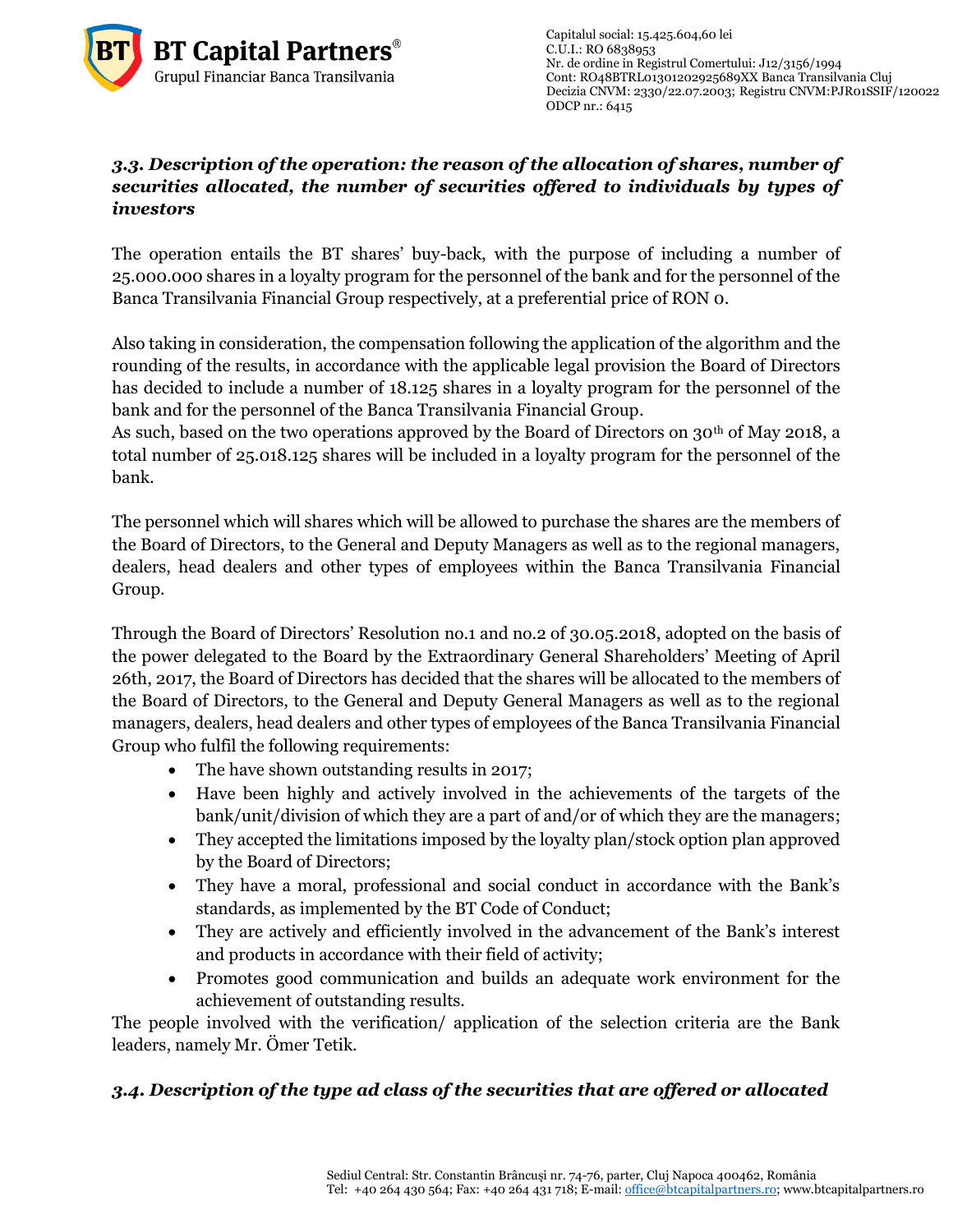### *3.3. Description of the operation: the reason of the allocation of shares, number of securities allocated, the number of securities offered to individuals by types of investors*

The operation entails the BT shares' buy-back, with the purpose of including a number of 25.000.000 shares in a loyalty program for the personnel of the bank and for the personnel of the Banca Transilvania Financial Group respectively, at a preferential price of RON 0.

Also taking in consideration, the compensation following the application of the algorithm and the rounding of the results, in accordance with the applicable legal provision the Board of Directors has decided to include a number of 18.125 shares in a loyalty program for the personnel of the bank and for the personnel of the Banca Transilvania Financial Group.
As such, based on the two operations approved by the Board of Directors on 30th of May 2018, a total number of 25.018.125 shares will be included in a loyalty program for the personnel of the bank.

The personnel which will shares which will be allowed to purchase the shares are the members of the Board of Directors, to the General and Deputy Managers as well as to the regional managers, dealers, head dealers and other types of employees within the Banca Transilvania Financial Group.

Through the Board of Directors' Resolution no.1 and no.2 of 30.05.2018, adopted on the basis of the power delegated to the Board by the Extraordinary General Shareholders' Meeting of April 26th, 2017, the Board of Directors has decided that the shares will be allocated to the members of the Board of Directors, to the General and Deputy General Managers as well as to the regional managers, dealers, head dealers and other types of employees of the Banca Transilvania Financial Group who fulfil the following requirements:

- The have shown outstanding results in 2017;
- Have been highly and actively involved in the achievements of the targets of the bank/unit/division of which they are a part of and/or of which they are the managers;
- They accepted the limitations imposed by the loyalty plan/stock option plan approved by the Board of Directors;
- They have a moral, professional and social conduct in accordance with the Bank's standards, as implemented by the BT Code of Conduct;
- They are actively and efficiently involved in the advancement of the Bank's interest and products in accordance with their field of activity;
- Promotes good communication and builds an adequate work environment for the achievement of outstanding results.

The people involved with the verification/ application of the selection criteria are the Bank leaders, namely Mr. Ömer Tetik.

### *3.4. Description of the type ad class of the securities that are offered or allocated*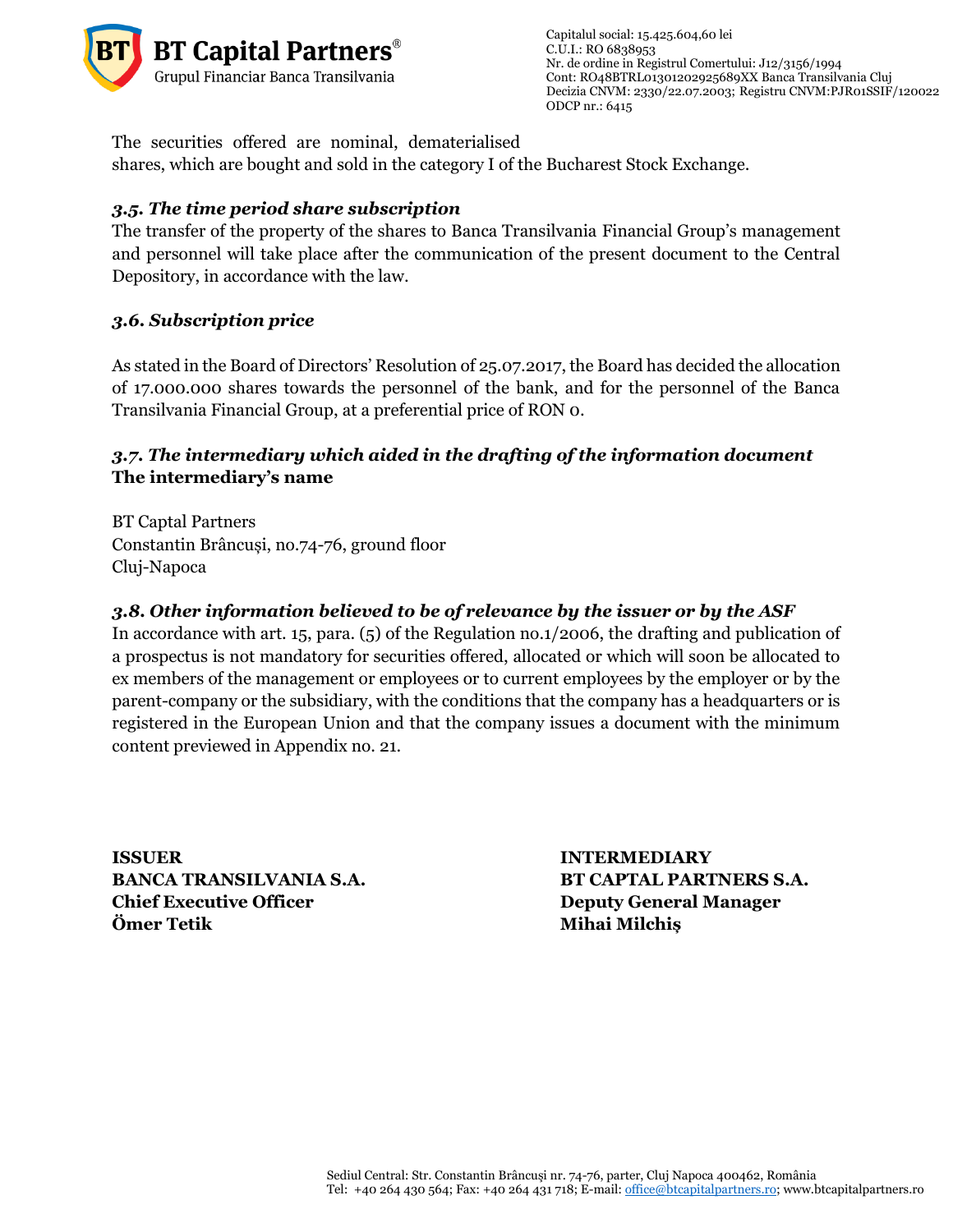The securities offered are nominal, dematerialised shares, which are bought and sold in the category I of the Bucharest Stock Exchange.

### *3.5. The time period share subscription*

The transfer of the property of the shares to Banca Transilvania Financial Group's management and personnel will take place after the communication of the present document to the Central Depository, in accordance with the law.

### *3.6. Subscription price*

As stated in the Board of Directors' Resolution of 25.07.2017, the Board has decided the allocation of 17.000.000 shares towards the personnel of the bank, and for the personnel of the Banca Transilvania Financial Group, at a preferential price of RON 0.

### *3.7. The intermediary which aided in the drafting of the information document*

**The intermediary's name**

BT Captal Partners
Constantin Brâncuși, no.74-76, ground floor
Cluj-Napoca

### *3.8. Other information believed to be of relevance by the issuer or by the ASF*

In accordance with art. 15, para. (5) of the Regulation no.1/2006, the drafting and publication of a prospectus is not mandatory for securities offered, allocated or which will soon be allocated to ex members of the management or employees or to current employees by the employer or by the parent-company or the subsidiary, with the conditions that the company has a headquarters or is registered in the European Union and that the company issues a document with the minimum content previewed in Appendix no. 21.

**ISSUER**
**BANCA TRANSILVANIA S.A.**
**Chief Executive Officer**
**Ömer Tetik**

**INTERMEDIARY**
**BT CAPTAL PARTNERS S.A.**
**Deputy General Manager**
**Mihai Milchiș**